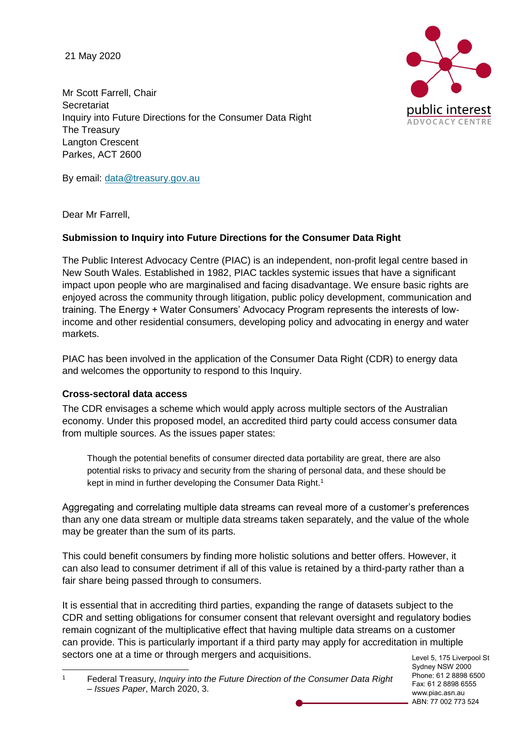21 May 2020

Mr Scott Farrell, Chair
Secretariat
Inquiry into Future Directions for the Consumer Data Right
The Treasury
Langton Crescent
Parkes, ACT 2600

By email: data@treasury.gov.au

Dear Mr Farrell,

**Submission to Inquiry into Future Directions for the Consumer Data Right**

The Public Interest Advocacy Centre (PIAC) is an independent, non-profit legal centre based in New South Wales. Established in 1982, PIAC tackles systemic issues that have a significant impact upon people who are marginalised and facing disadvantage. We ensure basic rights are enjoyed across the community through litigation, public policy development, communication and training. The Energy + Water Consumers' Advocacy Program represents the interests of low-income and other residential consumers, developing policy and advocating in energy and water markets.

PIAC has been involved in the application of the Consumer Data Right (CDR) to energy data and welcomes the opportunity to respond to this Inquiry.

**Cross-sectoral data access**

The CDR envisages a scheme which would apply across multiple sectors of the Australian economy. Under this proposed model, an accredited third party could access consumer data from multiple sources. As the issues paper states:

> Though the potential benefits of consumer directed data portability are great, there are also potential risks to privacy and security from the sharing of personal data, and these should be kept in mind in further developing the Consumer Data Right.[1]

Aggregating and correlating multiple data streams can reveal more of a customer's preferences than any one data stream or multiple data streams taken separately, and the value of the whole may be greater than the sum of its parts.

This could benefit consumers by finding more holistic solutions and better offers. However, it can also lead to consumer detriment if all of this value is retained by a third-party rather than a fair share being passed through to consumers.

It is essential that in accrediting third parties, expanding the range of datasets subject to the CDR and setting obligations for consumer consent that relevant oversight and regulatory bodies remain cognizant of the multiplicative effect that having multiple data streams on a customer can provide. This is particularly important if a third party may apply for accreditation in multiple sectors one at a time or through mergers and acquisitions.

---

[1] Federal Treasury, *Inquiry into the Future Direction of the Consumer Data Right – Issues Paper*, March 2020, 3.

Level 5, 175 Liverpool St
Sydney NSW 2000
Phone: 61 2 8898 6500
Fax: 61 2 8898 6555
www.piac.asn.au
ABN: 77 002 773 524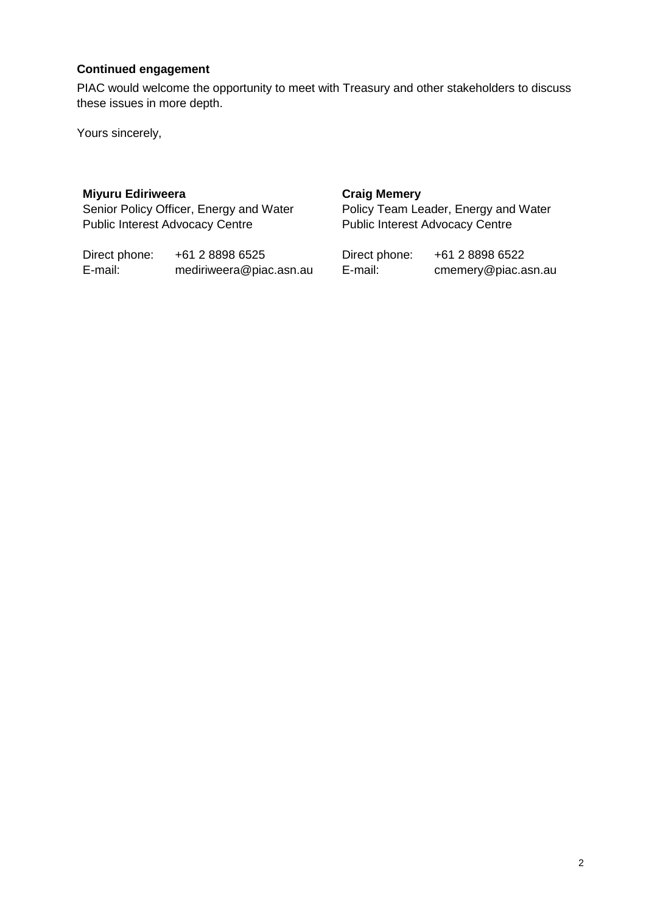**Continued engagement**

PIAC would welcome the opportunity to meet with Treasury and other stakeholders to discuss these issues in more depth.

Yours sincerely,

**Miyuru Ediriweera**
Senior Policy Officer, Energy and Water
Public Interest Advocacy Centre

Direct phone: +61 2 8898 6525
E-mail: mediriweera@piac.asn.au

**Craig Memery**
Policy Team Leader, Energy and Water
Public Interest Advocacy Centre

Direct phone: +61 2 8898 6522
E-mail: cmemery@piac.asn.au